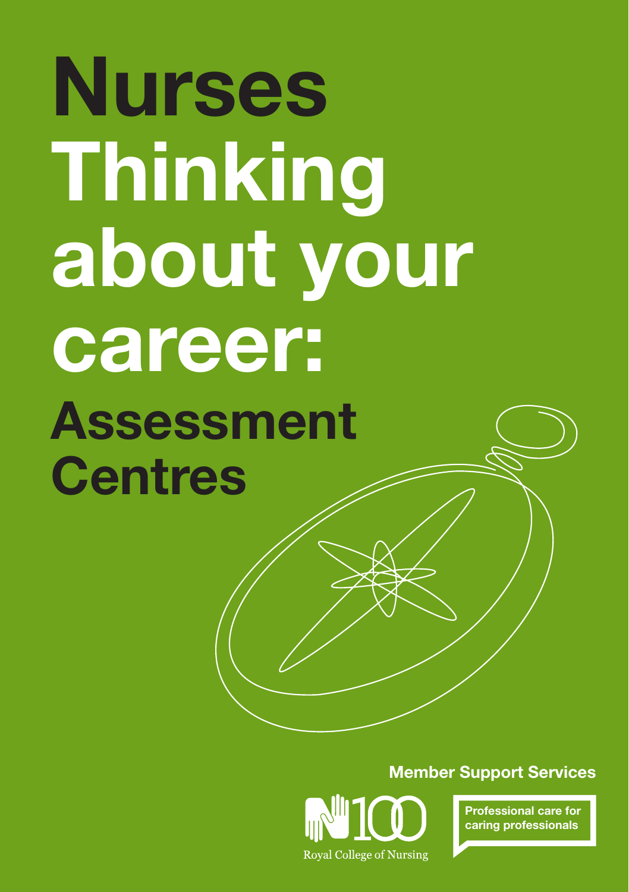# Nurses Thinking about your career:

## Assessment Centres

Member Support Services

Royal College of Nursing

Professional care for caring professionals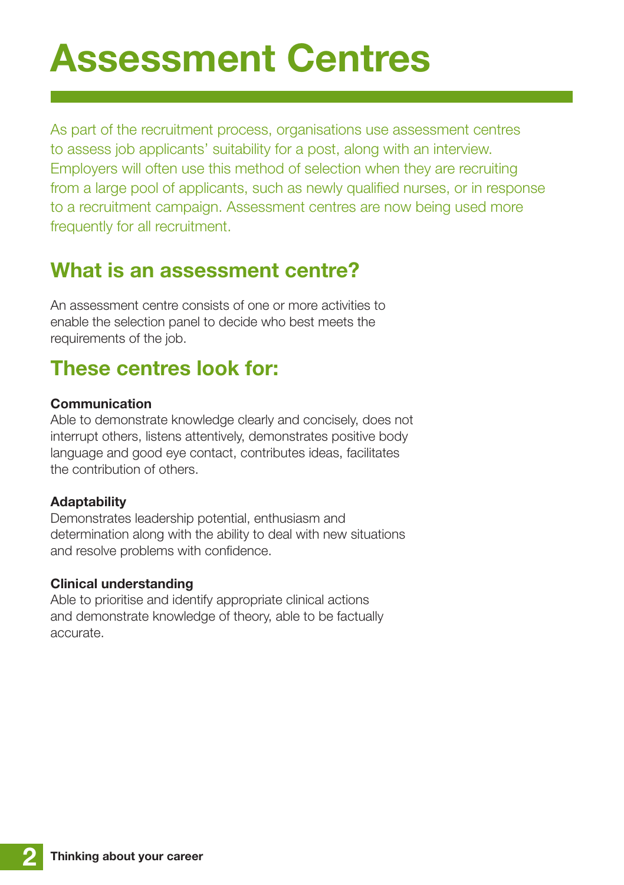# Assessment Centres

As part of the recruitment process, organisations use assessment centres to assess job applicants' suitability for a post, along with an interview. Employers will often use this method of selection when they are recruiting from a large pool of applicants, such as newly qualified nurses, or in response to a recruitment campaign. Assessment centres are now being used more frequently for all recruitment.

## What is an assessment centre?

An assessment centre consists of one or more activities to enable the selection panel to decide who best meets the requirements of the job.

## These centres look for:

**Communication**
Able to demonstrate knowledge clearly and concisely, does not interrupt others, listens attentively, demonstrates positive body language and good eye contact, contributes ideas, facilitates the contribution of others.

**Adaptability**
Demonstrates leadership potential, enthusiasm and determination along with the ability to deal with new situations and resolve problems with confidence.

**Clinical understanding**
Able to prioritise and identify appropriate clinical actions and demonstrate knowledge of theory, able to be factually accurate.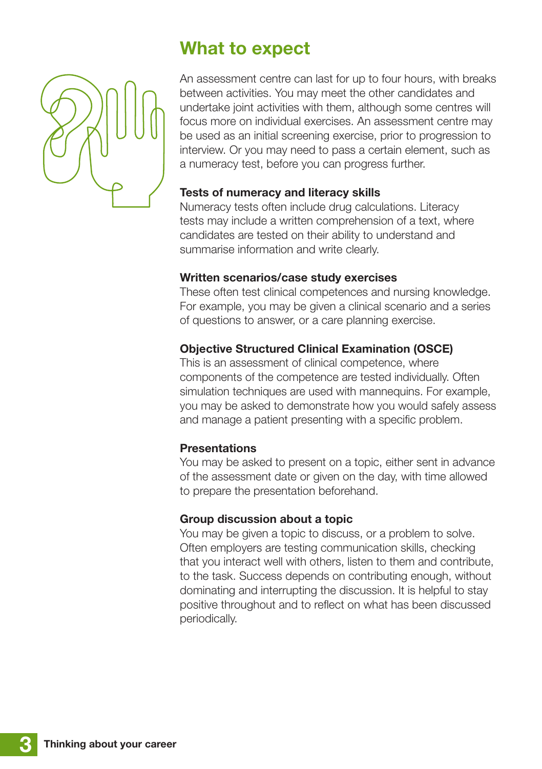## What to expect

An assessment centre can last for up to four hours, with breaks between activities. You may meet the other candidates and undertake joint activities with them, although some centres will focus more on individual exercises. An assessment centre may be used as an initial screening exercise, prior to progression to interview. Or you may need to pass a certain element, such as a numeracy test, before you can progress further.

**Tests of numeracy and literacy skills**
Numeracy tests often include drug calculations. Literacy tests may include a written comprehension of a text, where candidates are tested on their ability to understand and summarise information and write clearly.

**Written scenarios/case study exercises**
These often test clinical competences and nursing knowledge. For example, you may be given a clinical scenario and a series of questions to answer, or a care planning exercise.

**Objective Structured Clinical Examination (OSCE)**
This is an assessment of clinical competence, where components of the competence are tested individually. Often simulation techniques are used with mannequins. For example, you may be asked to demonstrate how you would safely assess and manage a patient presenting with a specific problem.

**Presentations**
You may be asked to present on a topic, either sent in advance of the assessment date or given on the day, with time allowed to prepare the presentation beforehand.

**Group discussion about a topic**
You may be given a topic to discuss, or a problem to solve. Often employers are testing communication skills, checking that you interact well with others, listen to them and contribute, to the task. Success depends on contributing enough, without dominating and interrupting the discussion. It is helpful to stay positive throughout and to reflect on what has been discussed periodically.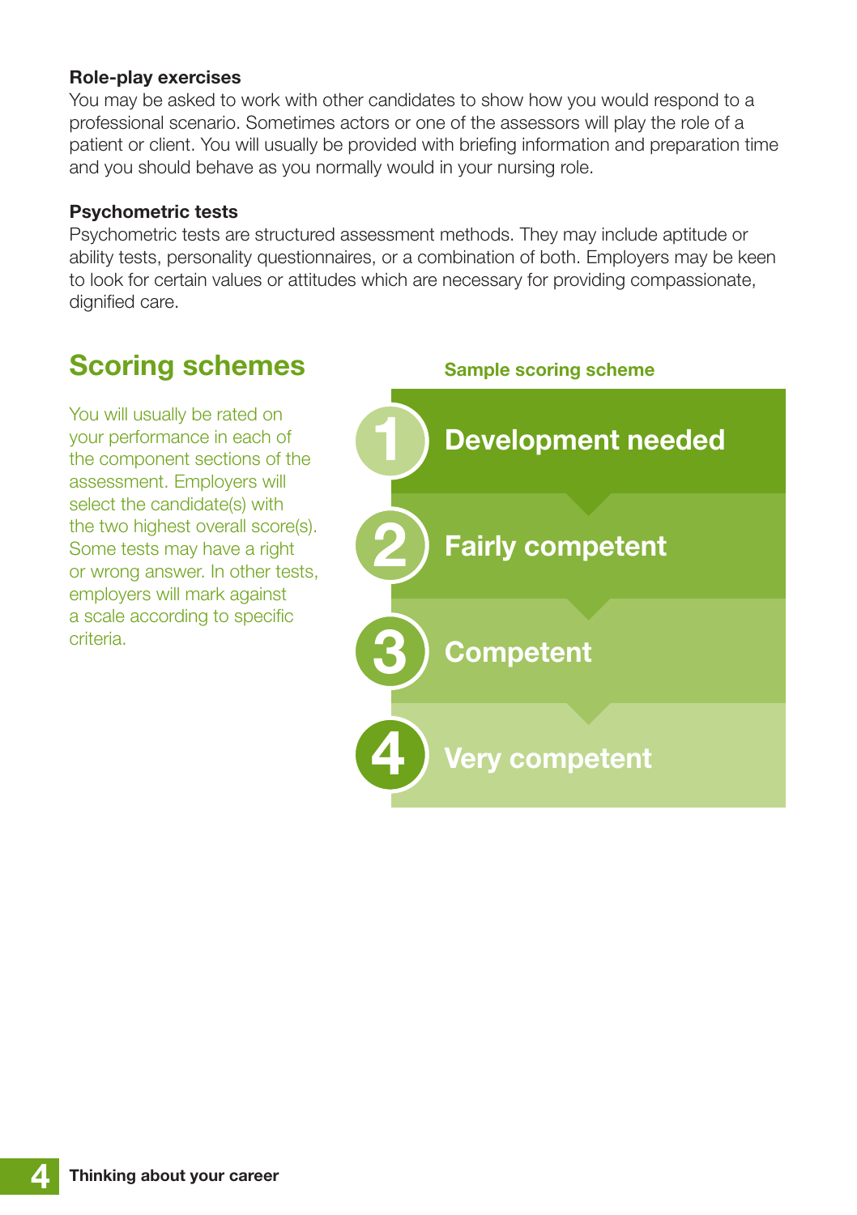**Role-play exercises**

You may be asked to work with other candidates to show how you would respond to a professional scenario. Sometimes actors or one of the assessors will play the role of a patient or client. You will usually be provided with briefing information and preparation time and you should behave as you normally would in your nursing role.

**Psychometric tests**

Psychometric tests are structured assessment methods. They may include aptitude or ability tests, personality questionnaires, or a combination of both. Employers may be keen to look for certain values or attitudes which are necessary for providing compassionate, dignified care.

## Scoring schemes

You will usually be rated on your performance in each of the component sections of the assessment. Employers will select the candidate(s) with the two highest overall score(s). Some tests may have a right or wrong answer. In other tests, employers will mark against a scale according to specific criteria.

**Sample scoring scheme**

1. Development needed
2. Fairly competent
3. Competent
4. Very competent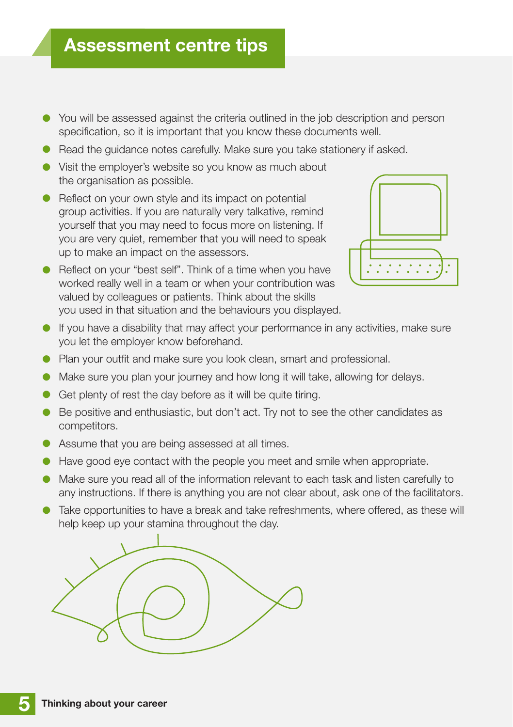# Assessment centre tips

- You will be assessed against the criteria outlined in the job description and person specification, so it is important that you know these documents well.
- Read the guidance notes carefully. Make sure you take stationery if asked.
- Visit the employer's website so you know as much about the organisation as possible.
- Reflect on your own style and its impact on potential group activities. If you are naturally very talkative, remind yourself that you may need to focus more on listening. If you are very quiet, remember that you will need to speak up to make an impact on the assessors.
- Reflect on your "best self". Think of a time when you have worked really well in a team or when your contribution was valued by colleagues or patients. Think about the skills you used in that situation and the behaviours you displayed.
- If you have a disability that may affect your performance in any activities, make sure you let the employer know beforehand.
- Plan your outfit and make sure you look clean, smart and professional.
- Make sure you plan your journey and how long it will take, allowing for delays.
- Get plenty of rest the day before as it will be quite tiring.
- Be positive and enthusiastic, but don't act. Try not to see the other candidates as competitors.
- Assume that you are being assessed at all times.
- Have good eye contact with the people you meet and smile when appropriate.
- Make sure you read all of the information relevant to each task and listen carefully to any instructions. If there is anything you are not clear about, ask one of the facilitators.
- Take opportunities to have a break and take refreshments, where offered, as these will help keep up your stamina throughout the day.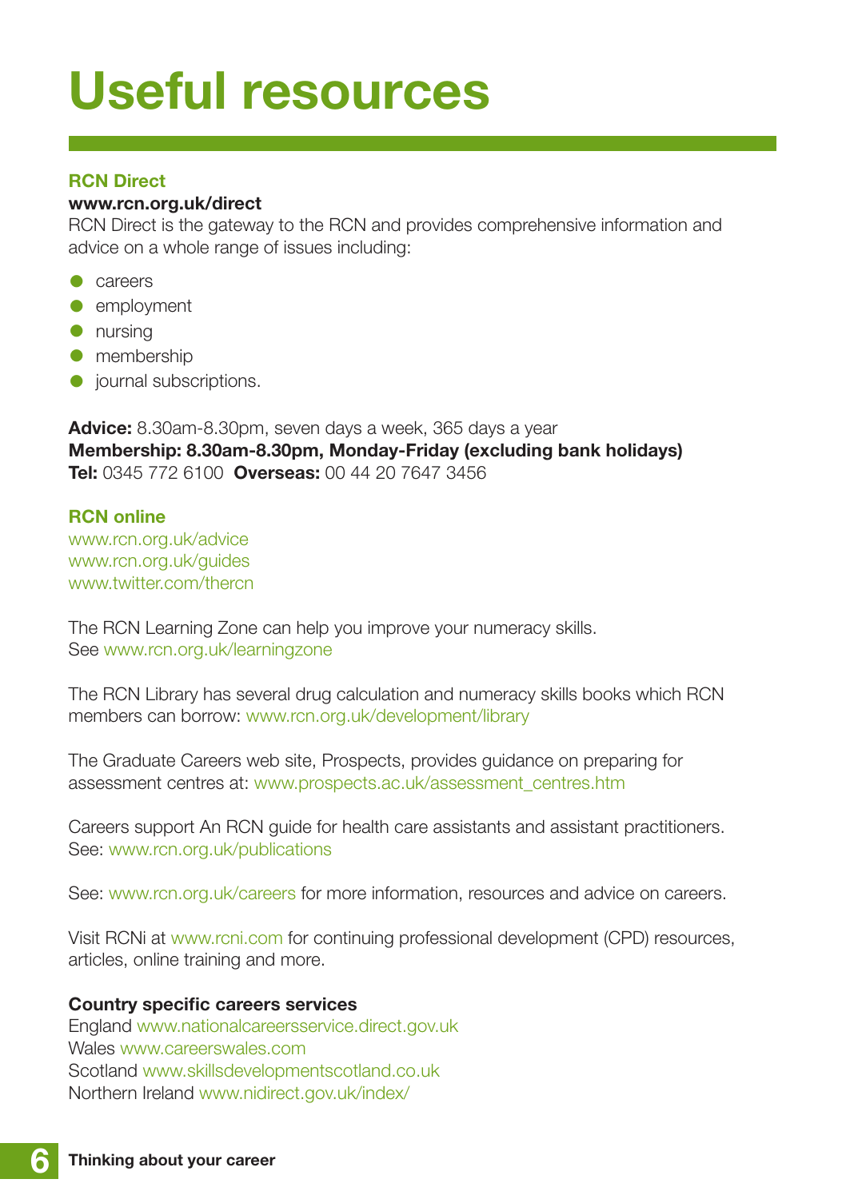# Useful resources

### RCN Direct

**www.rcn.org.uk/direct**

RCN Direct is the gateway to the RCN and provides comprehensive information and advice on a whole range of issues including:

- careers
- employment
- nursing
- membership
- journal subscriptions.

**Advice:** 8.30am-8.30pm, seven days a week, 365 days a year
**Membership: 8.30am-8.30pm, Monday-Friday (excluding bank holidays)**
**Tel:** 0345 772 6100 **Overseas:** 00 44 20 7647 3456

### RCN online

www.rcn.org.uk/advice
www.rcn.org.uk/guides
www.twitter.com/thercn

The RCN Learning Zone can help you improve your numeracy skills. See www.rcn.org.uk/learningzone

The RCN Library has several drug calculation and numeracy skills books which RCN members can borrow: www.rcn.org.uk/development/library

The Graduate Careers web site, Prospects, provides guidance on preparing for assessment centres at: www.prospects.ac.uk/assessment_centres.htm

Careers support An RCN guide for health care assistants and assistant practitioners. See: www.rcn.org.uk/publications

See: www.rcn.org.uk/careers for more information, resources and advice on careers.

Visit RCNi at www.rcni.com for continuing professional development (CPD) resources, articles, online training and more.

**Country specific careers services**

England www.nationalcareersservice.direct.gov.uk
Wales www.careerswales.com
Scotland www.skillsdevelopmentscotland.co.uk
Northern Ireland www.nidirect.gov.uk/index/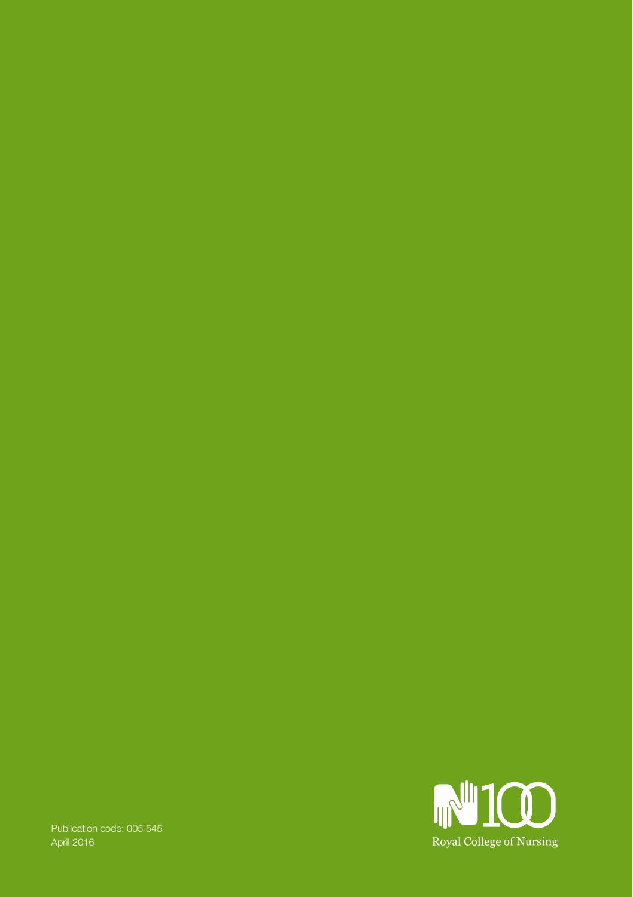Publication code: 005 545
April 2016

Royal College of Nursing